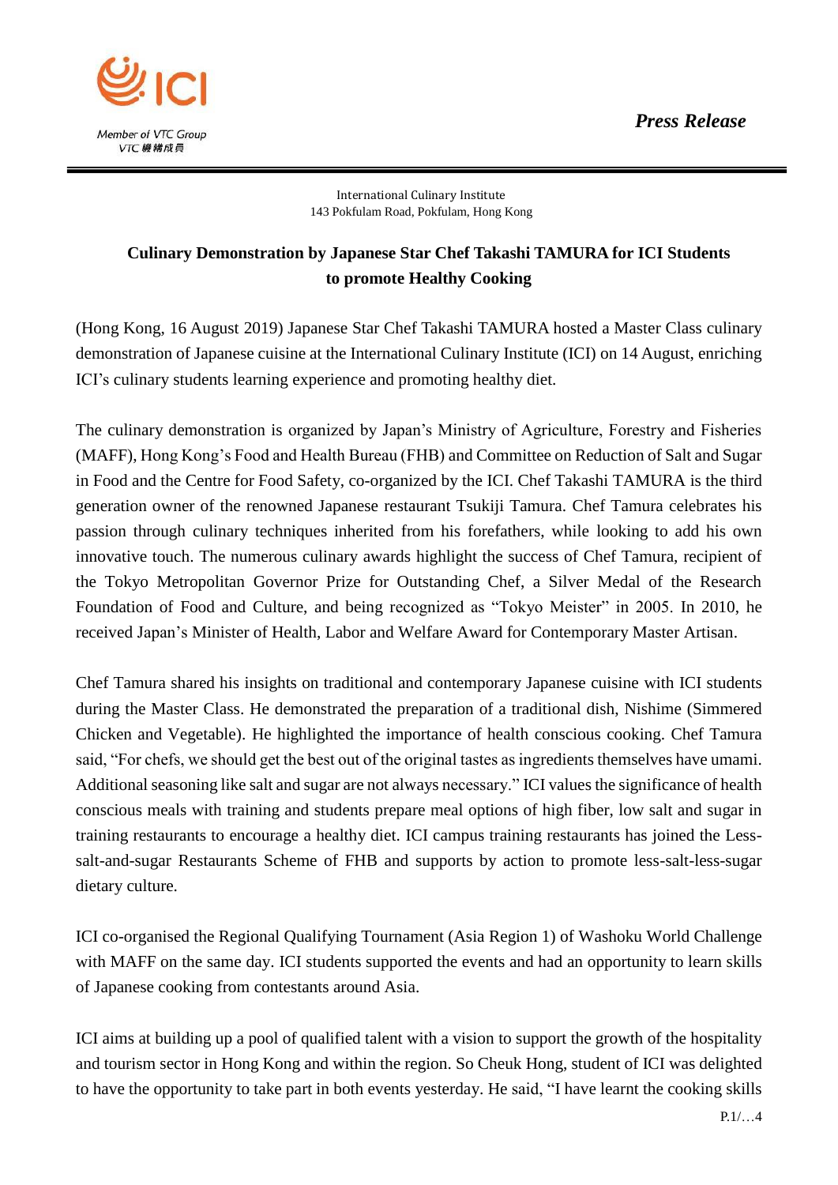*Press Release*

International Culinary Institute
143 Pokfulam Road, Pokfulam, Hong Kong

## Culinary Demonstration by Japanese Star Chef Takashi TAMURA for ICI Students to promote Healthy Cooking

(Hong Kong, 16 August 2019) Japanese Star Chef Takashi TAMURA hosted a Master Class culinary demonstration of Japanese cuisine at the International Culinary Institute (ICI) on 14 August, enriching ICI's culinary students learning experience and promoting healthy diet.

The culinary demonstration is organized by Japan's Ministry of Agriculture, Forestry and Fisheries (MAFF), Hong Kong's Food and Health Bureau (FHB) and Committee on Reduction of Salt and Sugar in Food and the Centre for Food Safety, co-organized by the ICI. Chef Takashi TAMURA is the third generation owner of the renowned Japanese restaurant Tsukiji Tamura. Chef Tamura celebrates his passion through culinary techniques inherited from his forefathers, while looking to add his own innovative touch. The numerous culinary awards highlight the success of Chef Tamura, recipient of the Tokyo Metropolitan Governor Prize for Outstanding Chef, a Silver Medal of the Research Foundation of Food and Culture, and being recognized as "Tokyo Meister" in 2005. In 2010, he received Japan's Minister of Health, Labor and Welfare Award for Contemporary Master Artisan.

Chef Tamura shared his insights on traditional and contemporary Japanese cuisine with ICI students during the Master Class. He demonstrated the preparation of a traditional dish, Nishime (Simmered Chicken and Vegetable). He highlighted the importance of health conscious cooking. Chef Tamura said, "For chefs, we should get the best out of the original tastes as ingredients themselves have umami. Additional seasoning like salt and sugar are not always necessary." ICI values the significance of health conscious meals with training and students prepare meal options of high fiber, low salt and sugar in training restaurants to encourage a healthy diet. ICI campus training restaurants has joined the Less-salt-and-sugar Restaurants Scheme of FHB and supports by action to promote less-salt-less-sugar dietary culture.

ICI co-organised the Regional Qualifying Tournament (Asia Region 1) of Washoku World Challenge with MAFF on the same day. ICI students supported the events and had an opportunity to learn skills of Japanese cooking from contestants around Asia.

ICI aims at building up a pool of qualified talent with a vision to support the growth of the hospitality and tourism sector in Hong Kong and within the region. So Cheuk Hong, student of ICI was delighted to have the opportunity to take part in both events yesterday. He said, "I have learnt the cooking skills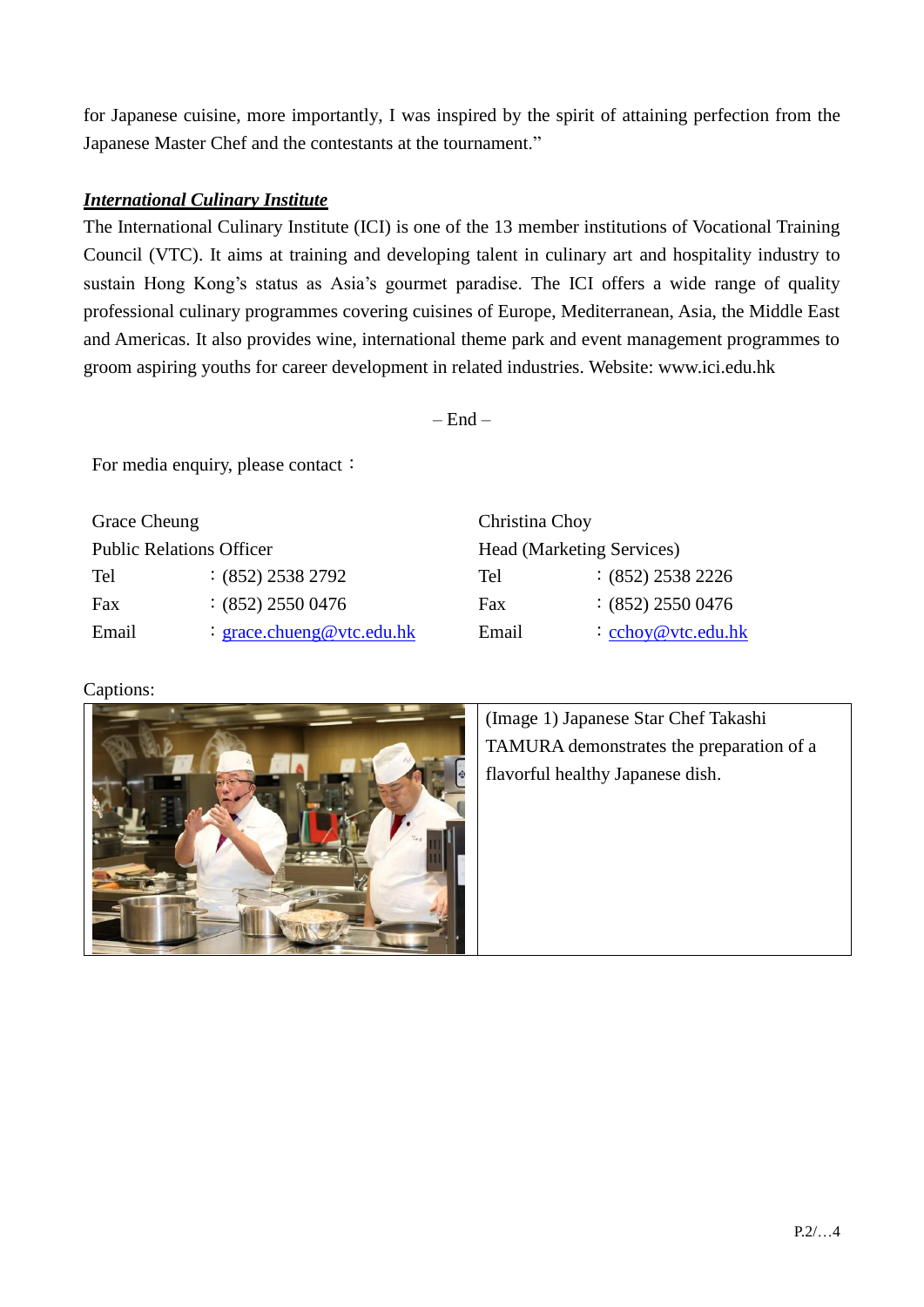for Japanese cuisine, more importantly, I was inspired by the spirit of attaining perfection from the Japanese Master Chef and the contestants at the tournament."

***International Culinary Institute***

The International Culinary Institute (ICI) is one of the 13 member institutions of Vocational Training Council (VTC). It aims at training and developing talent in culinary art and hospitality industry to sustain Hong Kong's status as Asia's gourmet paradise. The ICI offers a wide range of quality professional culinary programmes covering cuisines of Europe, Mediterranean, Asia, the Middle East and Americas. It also provides wine, international theme park and event management programmes to groom aspiring youths for career development in related industries. Website: www.ici.edu.hk

– End –

For media enquiry, please contact：

Grace Cheung
Public Relations Officer
Tel ：(852) 2538 2792
Fax ：(852) 2550 0476
Email ：grace.chueng@vtc.edu.hk

Christina Choy
Head (Marketing Services)
Tel ：(852) 2538 2226
Fax ：(852) 2550 0476
Email ：cchoy@vtc.edu.hk

Captions:

(Image 1) Japanese Star Chef Takashi TAMURA demonstrates the preparation of a flavorful healthy Japanese dish.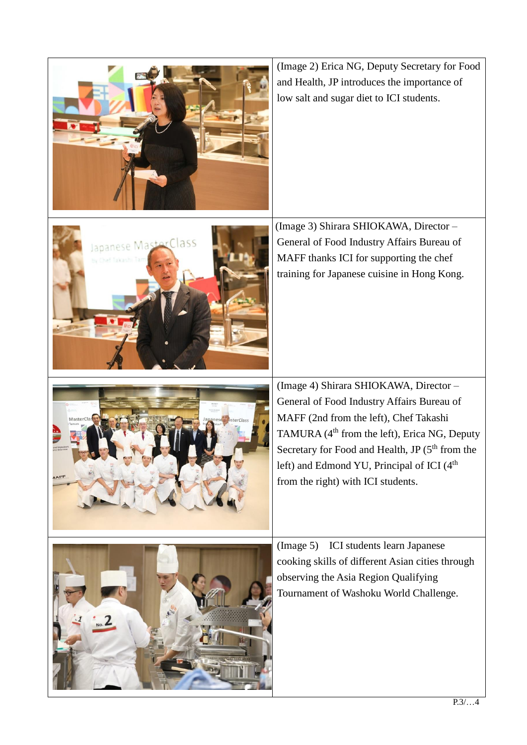(Image 2) Erica NG, Deputy Secretary for Food and Health, JP introduces the importance of low salt and sugar diet to ICI students.

(Image 3) Shirara SHIOKAWA, Director – General of Food Industry Affairs Bureau of MAFF thanks ICI for supporting the chef training for Japanese cuisine in Hong Kong.

(Image 4) Shirara SHIOKAWA, Director – General of Food Industry Affairs Bureau of MAFF (2nd from the left), Chef Takashi TAMURA (4th from the left), Erica NG, Deputy Secretary for Food and Health, JP (5th from the left) and Edmond YU, Principal of ICI (4th from the right) with ICI students.

(Image 5) ICI students learn Japanese cooking skills of different Asian cities through observing the Asia Region Qualifying Tournament of Washoku World Challenge.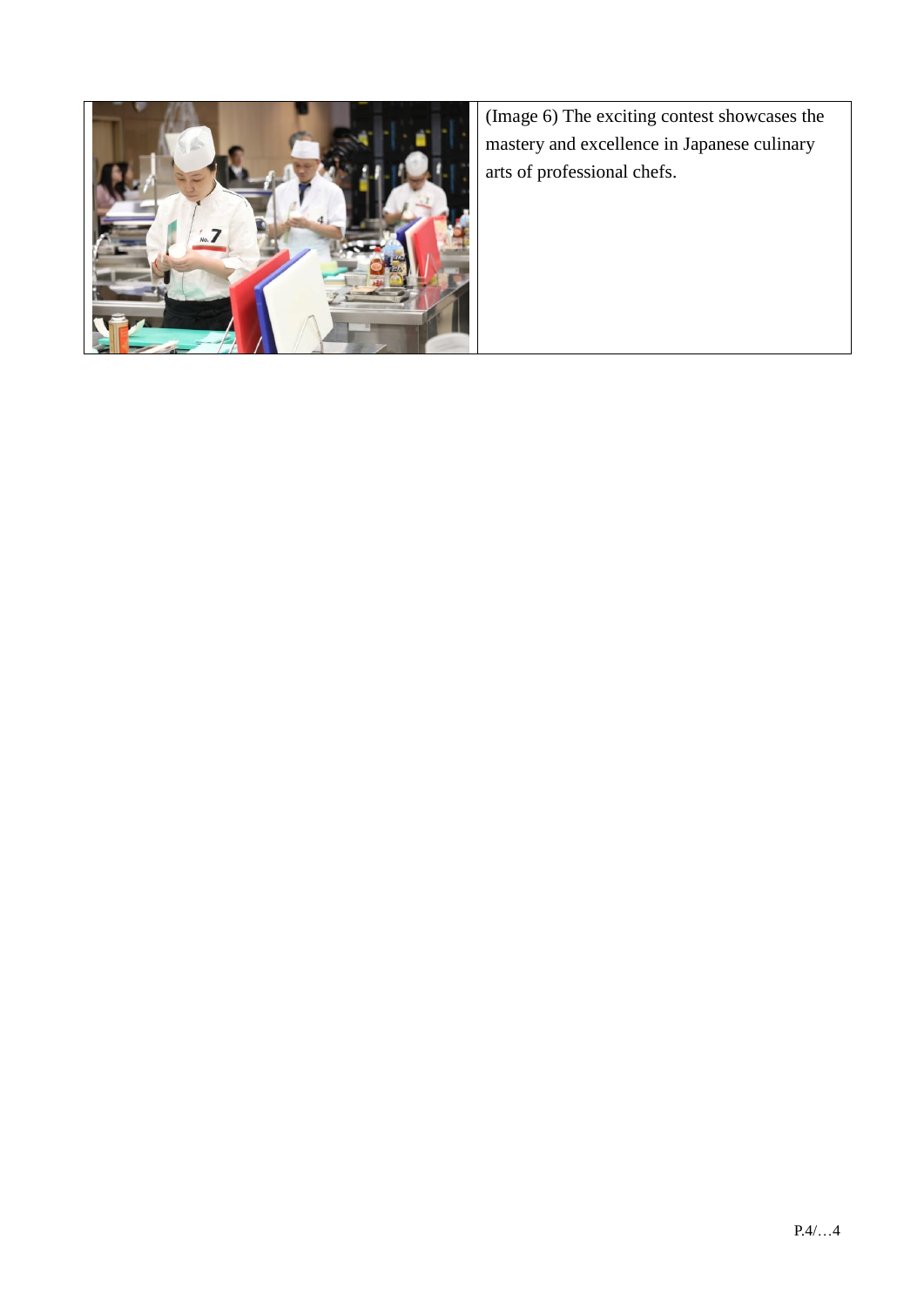(Image 6) The exciting contest showcases the mastery and excellence in Japanese culinary arts of professional chefs.